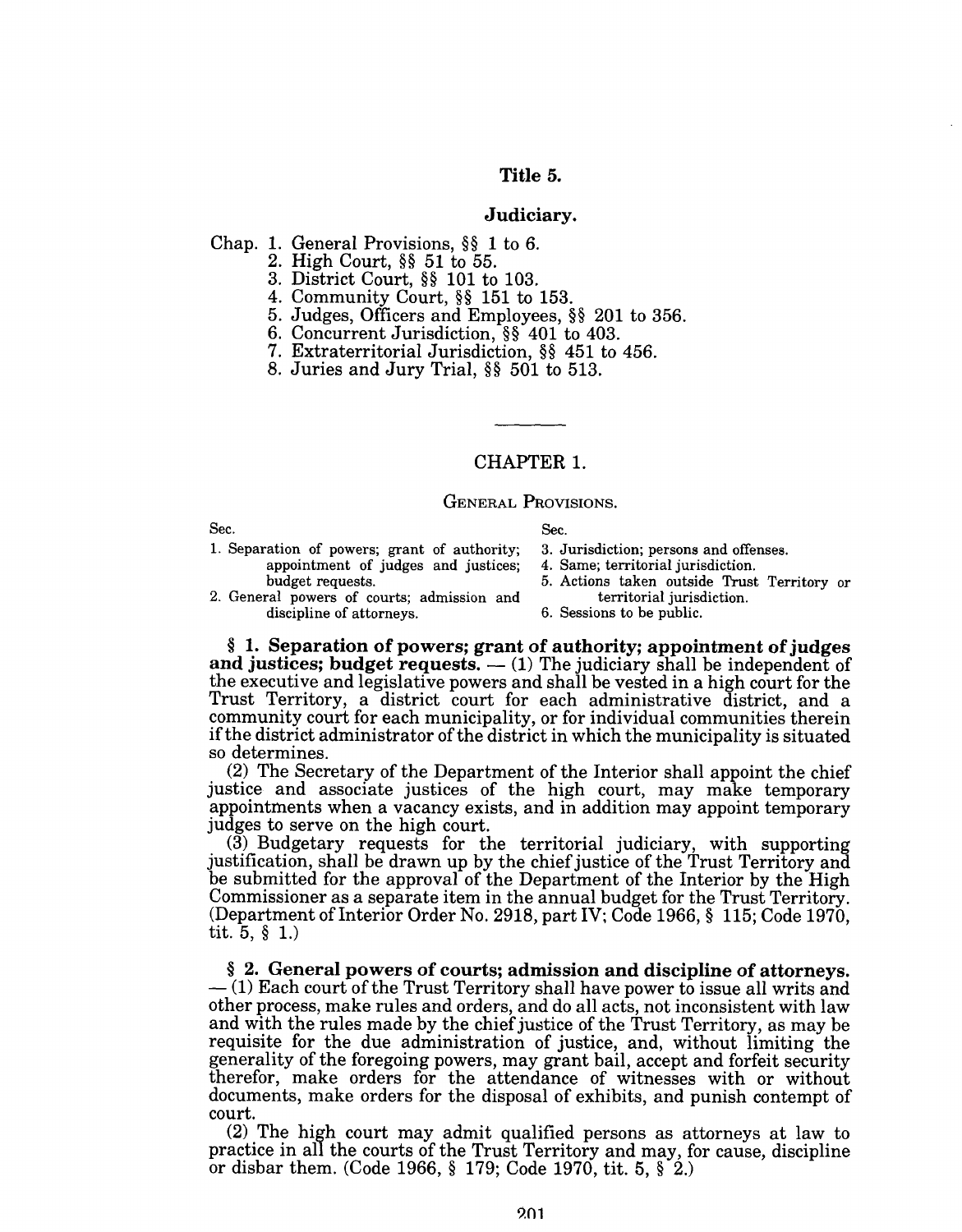# Title 5.

## Judiciary.

Chap. 1. General Provisions, §§ 1 to 6.
2. High Court, §§ 51 to 55.
3. District Court, §§ 101 to 103.
4. Community Court, §§ 151 to 153.
5. Judges, Officers and Employees, §§ 201 to 356.
6. Concurrent Jurisdiction, §§ 401 to 403.
7. Extraterritorial Jurisdiction, §§ 451 to 456.
8. Juries and Jury Trial, §§ 501 to 513.

---

## CHAPTER 1.

### General Provisions.

Sec.
1. Separation of powers; grant of authority; appointment of judges and justices; budget requests.
2. General powers of courts; admission and discipline of attorneys.
3. Jurisdiction; persons and offenses.
4. Same; territorial jurisdiction.
5. Actions taken outside Trust Territory or territorial jurisdiction.
6. Sessions to be public.

**§ 1. Separation of powers; grant of authority; appointment of judges and justices; budget requests.** — (1) The judiciary shall be independent of the executive and legislative powers and shall be vested in a high court for the Trust Territory, a district court for each administrative district, and a community court for each municipality, or for individual communities therein if the district administrator of the district in which the municipality is situated so determines.

(2) The Secretary of the Department of the Interior shall appoint the chief justice and associate justices of the high court, may make temporary appointments when a vacancy exists, and in addition may appoint temporary judges to serve on the high court.

(3) Budgetary requests for the territorial judiciary, with supporting justification, shall be drawn up by the chief justice of the Trust Territory and be submitted for the approval of the Department of the Interior by the High Commissioner as a separate item in the annual budget for the Trust Territory. (Department of Interior Order No. 2918, part IV; Code 1966, § 115; Code 1970, tit. 5, § 1.)

**§ 2. General powers of courts; admission and discipline of attorneys.** — (1) Each court of the Trust Territory shall have power to issue all writs and other process, make rules and orders, and do all acts, not inconsistent with law and with the rules made by the chief justice of the Trust Territory, as may be requisite for the due administration of justice, and, without limiting the generality of the foregoing powers, may grant bail, accept and forfeit security therefor, make orders for the attendance of witnesses with or without documents, make orders for the disposal of exhibits, and punish contempt of court.

(2) The high court may admit qualified persons as attorneys at law to practice in all the courts of the Trust Territory and may, for cause, discipline or disbar them. (Code 1966, § 179; Code 1970, tit. 5, § 2.)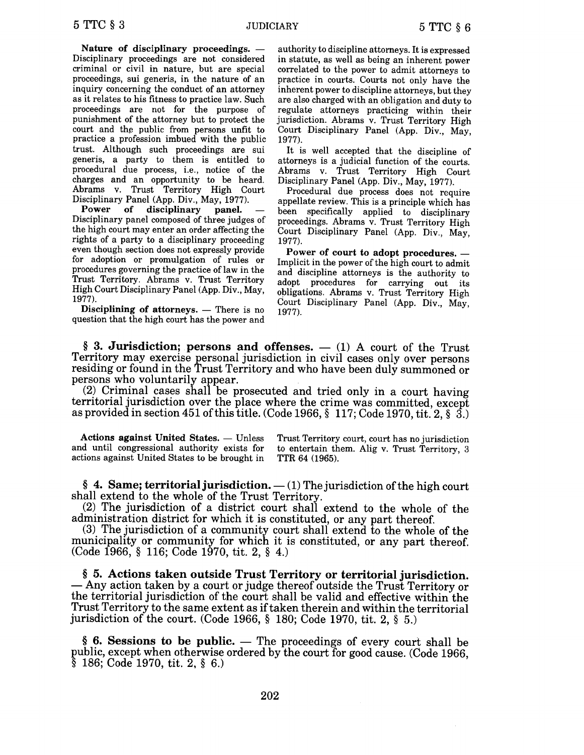**Nature of disciplinary proceedings.** — Disciplinary proceedings are not considered criminal or civil in nature, but are special proceedings, sui generis, in the nature of an inquiry concerning the conduct of an attorney as it relates to his fitness to practice law. Such proceedings are not for the purpose of punishment of the attorney but to protect the court and the public from persons unfit to practice a profession imbued with the public trust. Although such proceedings are sui generis, a party to them is entitled to procedural due process, i.e., notice of the charges and an opportunity to be heard. Abrams v. Trust Territory High Court Disciplinary Panel (App. Div., May, 1977).

**Power of disciplinary panel.** — Disciplinary panel composed of three judges of the high court may enter an order affecting the rights of a party to a disciplinary proceeding even though section does not expressly provide for adoption or promulgation of rules or procedures governing the practice of law in the Trust Territory. Abrams v. Trust Territory High Court Disciplinary Panel (App. Div., May, 1977).

**Disciplining of attorneys.** — There is no question that the high court has the power and authority to discipline attorneys. It is expressed in statute, as well as being an inherent power correlated to the power to admit attorneys to practice in courts. Courts not only have the inherent power to discipline attorneys, but they are also charged with an obligation and duty to regulate attorneys practicing within their jurisdiction. Abrams v. Trust Territory High Court Disciplinary Panel (App. Div., May, 1977).

It is well accepted that the discipline of attorneys is a judicial function of the courts. Abrams v. Trust Territory High Court Disciplinary Panel (App. Div., May, 1977).

Procedural due process does not require appellate review. This is a principle which has been specifically applied to disciplinary proceedings. Abrams v. Trust Territory High Court Disciplinary Panel (App. Div., May, 1977).

**Power of court to adopt procedures.** — Implicit in the power of the high court to admit and discipline attorneys is the authority to adopt procedures for carrying out its obligations. Abrams v. Trust Territory High Court Disciplinary Panel (App. Div., May, 1977).

**§ 3. Jurisdiction; persons and offenses.** — (1) A court of the Trust Territory may exercise personal jurisdiction in civil cases only over persons residing or found in the Trust Territory and who have been duly summoned or persons who voluntarily appear.

(2) Criminal cases shall be prosecuted and tried only in a court having territorial jurisdiction over the place where the crime was committed, except as provided in section 451 of this title. (Code 1966, § 117; Code 1970, tit. 2, § 3.)

**Actions against United States.** — Unless and until congressional authority exists for actions against United States to be brought in Trust Territory court, court has no jurisdiction to entertain them. Alig v. Trust Territory, 3 TTR 64 (1965).

**§ 4. Same; territorial jurisdiction.** — (1) The jurisdiction of the high court shall extend to the whole of the Trust Territory.

(2) The jurisdiction of a district court shall extend to the whole of the administration district for which it is constituted, or any part thereof.

(3) The jurisdiction of a community court shall extend to the whole of the municipality or community for which it is constituted, or any part thereof. (Code 1966, § 116; Code 1970, tit. 2, § 4.)

**§ 5. Actions taken outside Trust Territory or territorial jurisdiction.** — Any action taken by a court or judge thereof outside the Trust Territory or the territorial jurisdiction of the court shall be valid and effective within the Trust Territory to the same extent as if taken therein and within the territorial jurisdiction of the court. (Code 1966, § 180; Code 1970, tit. 2, § 5.)

**§ 6. Sessions to be public.** — The proceedings of every court shall be public, except when otherwise ordered by the court for good cause. (Code 1966, § 186; Code 1970, tit. 2, § 6.)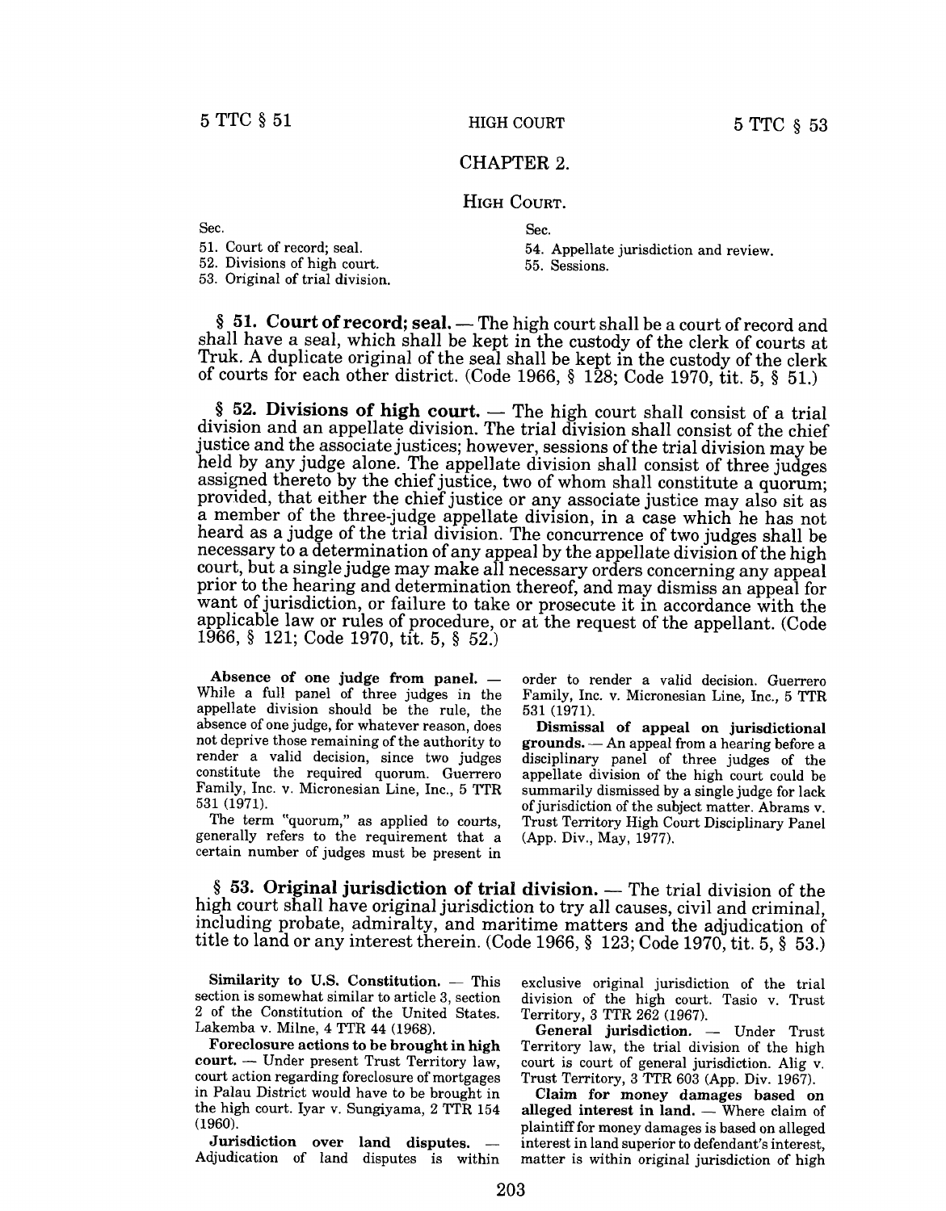## CHAPTER 2.

### HIGH COURT.

Sec.
51. Court of record; seal.
52. Divisions of high court.
53. Original of trial division.
54. Appellate jurisdiction and review.
55. Sessions.

**§ 51. Court of record; seal.** — The high court shall be a court of record and shall have a seal, which shall be kept in the custody of the clerk of courts at Truk. A duplicate original of the seal shall be kept in the custody of the clerk of courts for each other district. (Code 1966, § 128; Code 1970, tit. 5, § 51.)

**§ 52. Divisions of high court.** — The high court shall consist of a trial division and an appellate division. The trial division shall consist of the chief justice and the associate justices; however, sessions of the trial division may be held by any judge alone. The appellate division shall consist of three judges assigned thereto by the chief justice, two of whom shall constitute a quorum; provided, that either the chief justice or any associate justice may also sit as a member of the three-judge appellate division, in a case which he has not heard as a judge of the trial division. The concurrence of two judges shall be necessary to a determination of any appeal by the appellate division of the high court, but a single judge may make all necessary orders concerning any appeal prior to the hearing and determination thereof, and may dismiss an appeal for want of jurisdiction, or failure to take or prosecute it in accordance with the applicable law or rules of procedure, or at the request of the appellant. (Code 1966, § 121; Code 1970, tit. 5, § 52.)

**Absence of one judge from panel.** — While a full panel of three judges in the appellate division should be the rule, the absence of one judge, for whatever reason, does not deprive those remaining of the authority to render a valid decision, since two judges constitute the required quorum. Guerrero Family, Inc. v. Micronesian Line, Inc., 5 TTR 531 (1971).

The term "quorum," as applied to courts, generally refers to the requirement that a certain number of judges must be present in order to render a valid decision. Guerrero Family, Inc. v. Micronesian Line, Inc., 5 TTR 531 (1971).

**Dismissal of appeal on jurisdictional grounds.** — An appeal from a hearing before a disciplinary panel of three judges of the appellate division of the high court could be summarily dismissed by a single judge for lack of jurisdiction of the subject matter. Abrams v. Trust Territory High Court Disciplinary Panel (App. Div., May, 1977).

**§ 53. Original jurisdiction of trial division.** — The trial division of the high court shall have original jurisdiction to try all causes, civil and criminal, including probate, admiralty, and maritime matters and the adjudication of title to land or any interest therein. (Code 1966, § 123; Code 1970, tit. 5, § 53.)

**Similarity to U.S. Constitution.** — This section is somewhat similar to article 3, section 2 of the Constitution of the United States. Lakemba v. Milne, 4 TTR 44 (1968).

**Foreclosure actions to be brought in high court.** — Under present Trust Territory law, court action regarding foreclosure of mortgages in Palau District would have to be brought in the high court. Iyar v. Sungiyama, 2 TTR 154 (1960).

**Jurisdiction over land disputes.** — Adjudication of land disputes is within exclusive original jurisdiction of the trial division of the high court. Tasio v. Trust Territory, 3 TTR 262 (1967).

**General jurisdiction.** — Under Trust Territory law, the trial division of the high court is court of general jurisdiction. Alig v. Trust Territory, 3 TTR 603 (App. Div. 1967).

**Claim for money damages based on alleged interest in land.** — Where claim of plaintiff for money damages is based on alleged interest in land superior to defendant's interest, matter is within original jurisdiction of high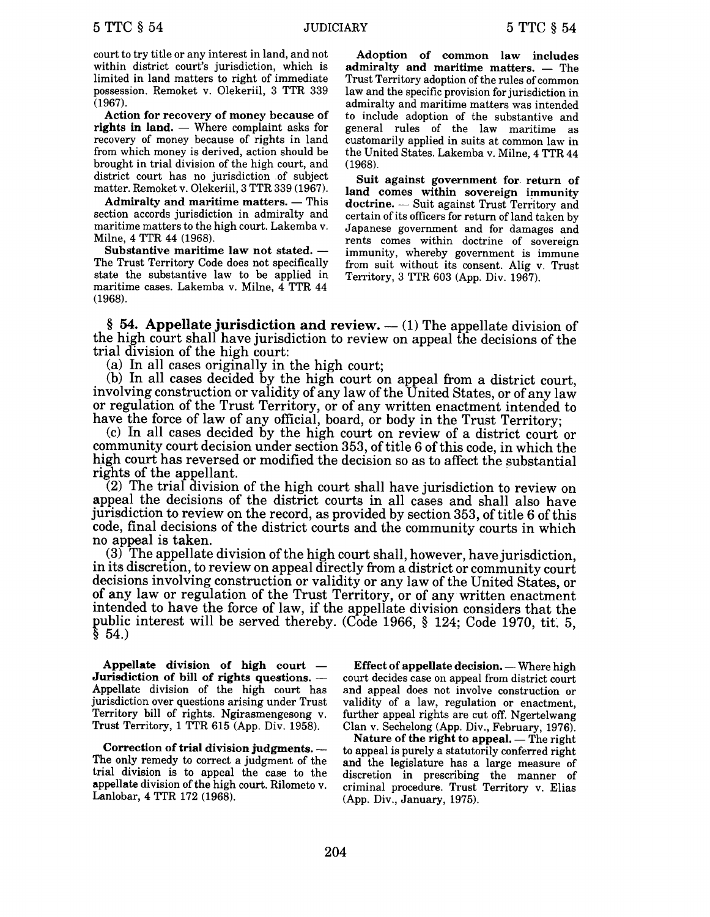court to try title or any interest in land, and not within district court's jurisdiction, which is limited in land matters to right of immediate possession. Remoket v. Olekeriil, 3 TTR 339 (1967).

**Action for recovery of money because of rights in land.** — Where complaint asks for recovery of money because of rights in land from which money is derived, action should be brought in trial division of the high court, and district court has no jurisdiction of subject matter. Remoket v. Olekeriil, 3 TTR 339 (1967).

**Admiralty and maritime matters.** — This section accords jurisdiction in admiralty and maritime matters to the high court. Lakemba v. Milne, 4 TTR 44 (1968).

**Substantive maritime law not stated.** — The Trust Territory Code does not specifically state the substantive law to be applied in maritime cases. Lakemba v. Milne, 4 TTR 44 (1968).

**Adoption of common law includes admiralty and maritime matters.** — The Trust Territory adoption of the rules of common law and the specific provision for jurisdiction in admiralty and maritime matters was intended to include adoption of the substantive and general rules of the law maritime as customarily applied in suits at common law in the United States. Lakemba v. Milne, 4 TTR 44 (1968).

**Suit against government for return of land comes within sovereign immunity doctrine.** — Suit against Trust Territory and certain of its officers for return of land taken by Japanese government and for damages and rents comes within doctrine of sovereign immunity, whereby government is immune from suit without its consent. Alig v. Trust Territory, 3 TTR 603 (App. Div. 1967).

**§ 54. Appellate jurisdiction and review.** — (1) The appellate division of the high court shall have jurisdiction to review on appeal the decisions of the trial division of the high court:

(a) In all cases originally in the high court;

(b) In all cases decided by the high court on appeal from a district court, involving construction or validity of any law of the United States, or of any law or regulation of the Trust Territory, or of any written enactment intended to have the force of law of any official, board, or body in the Trust Territory;

(c) In all cases decided by the high court on review of a district court or community court decision under section 353, of title 6 of this code, in which the high court has reversed or modified the decision so as to affect the substantial rights of the appellant.

(2) The trial division of the high court shall have jurisdiction to review on appeal the decisions of the district courts in all cases and shall also have jurisdiction to review on the record, as provided by section 353, of title 6 of this code, final decisions of the district courts and the community courts in which no appeal is taken.

(3) The appellate division of the high court shall, however, have jurisdiction, in its discretion, to review on appeal directly from a district or community court decisions involving construction or validity or any law of the United States, or of any law or regulation of the Trust Territory, or of any written enactment intended to have the force of law, if the appellate division considers that the public interest will be served thereby. (Code 1966, § 124; Code 1970, tit. 5, § 54.)

**Appellate division of high court — Jurisdiction of bill of rights questions.** — Appellate division of the high court has jurisdiction over questions arising under Trust Territory bill of rights. Ngirasmengesong v. Trust Territory, 1 TTR 615 (App. Div. 1958).

**Correction of trial division judgments.** — The only remedy to correct a judgment of the trial division is to appeal the case to the appellate division of the high court. Rilometo v. Lanlobar, 4 TTR 172 (1968).

**Effect of appellate decision.** — Where high court decides case on appeal from district court and appeal does not involve construction or validity of a law, regulation or enactment, further appeal rights are cut off. Ngertelwang Clan v. Sechelong (App. Div., February, 1976).

**Nature of the right to appeal.** — The right to appeal is purely a statutorily conferred right and the legislature has a large measure of discretion in prescribing the manner of criminal procedure. Trust Territory v. Elias (App. Div., January, 1975).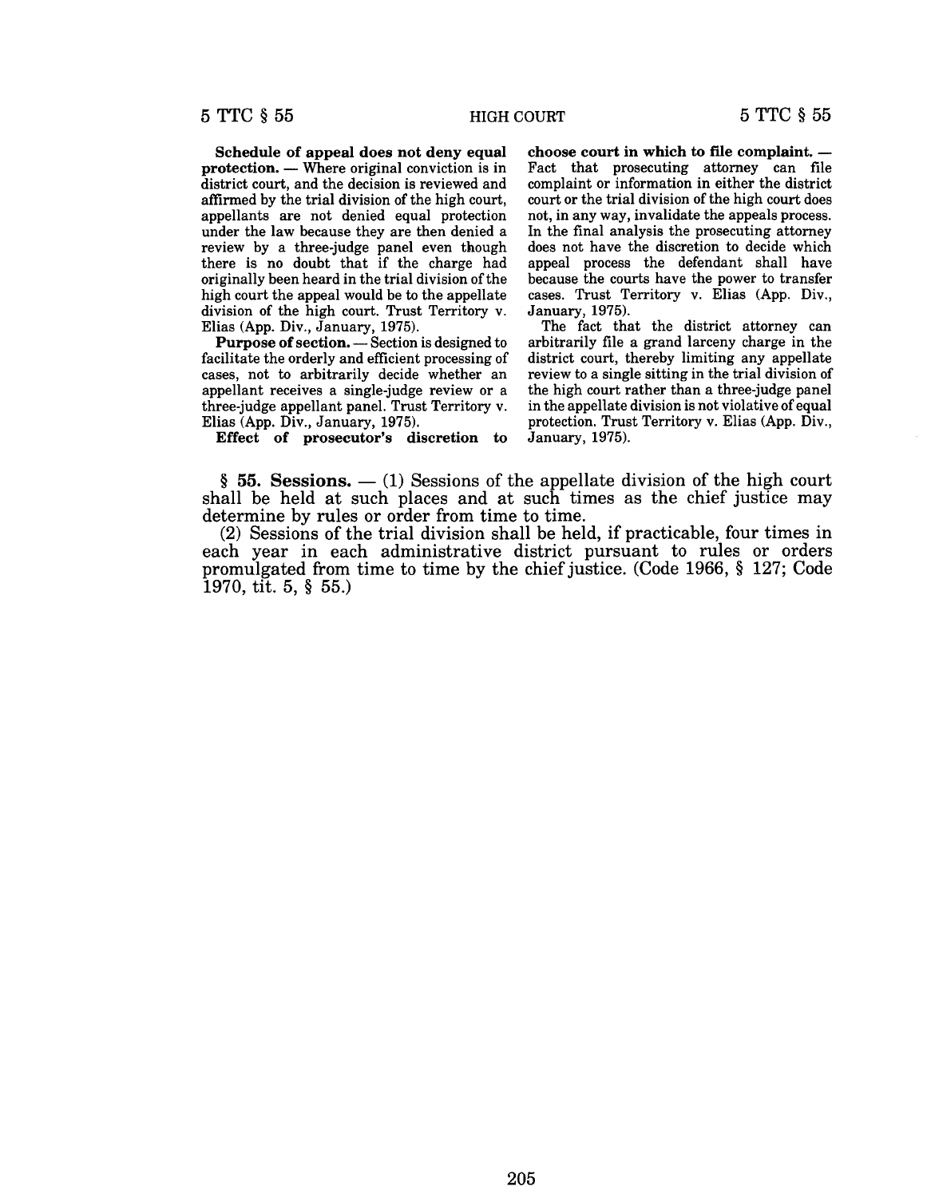**Schedule of appeal does not deny equal protection.** — Where original conviction is in district court, and the decision is reviewed and affirmed by the trial division of the high court, appellants are not denied equal protection under the law because they are then denied a review by a three-judge panel even though there is no doubt that if the charge had originally been heard in the trial division of the high court the appeal would be to the appellate division of the high court. Trust Territory v. Elias (App. Div., January, 1975).

**Purpose of section.** — Section is designed to facilitate the orderly and efficient processing of cases, not to arbitrarily decide whether an appellant receives a single-judge review or a three-judge appellant panel. Trust Territory v. Elias (App. Div., January, 1975).

**Effect of prosecutor's discretion to choose court in which to file complaint.** — Fact that prosecuting attorney can file complaint or information in either the district court or the trial division of the high court does not, in any way, invalidate the appeals process. In the final analysis the prosecuting attorney does not have the discretion to decide which appeal process the defendant shall have because the courts have the power to transfer cases. Trust Territory v. Elias (App. Div., January, 1975).

The fact that the district attorney can arbitrarily file a grand larceny charge in the district court, thereby limiting any appellate review to a single sitting in the trial division of the high court rather than a three-judge panel in the appellate division is not violative of equal protection. Trust Territory v. Elias (App. Div., January, 1975).

§ **55. Sessions.** — (1) Sessions of the appellate division of the high court shall be held at such places and at such times as the chief justice may determine by rules or order from time to time.

(2) Sessions of the trial division shall be held, if practicable, four times in each year in each administrative district pursuant to rules or orders promulgated from time to time by the chief justice. (Code 1966, § 127; Code 1970, tit. 5, § 55.)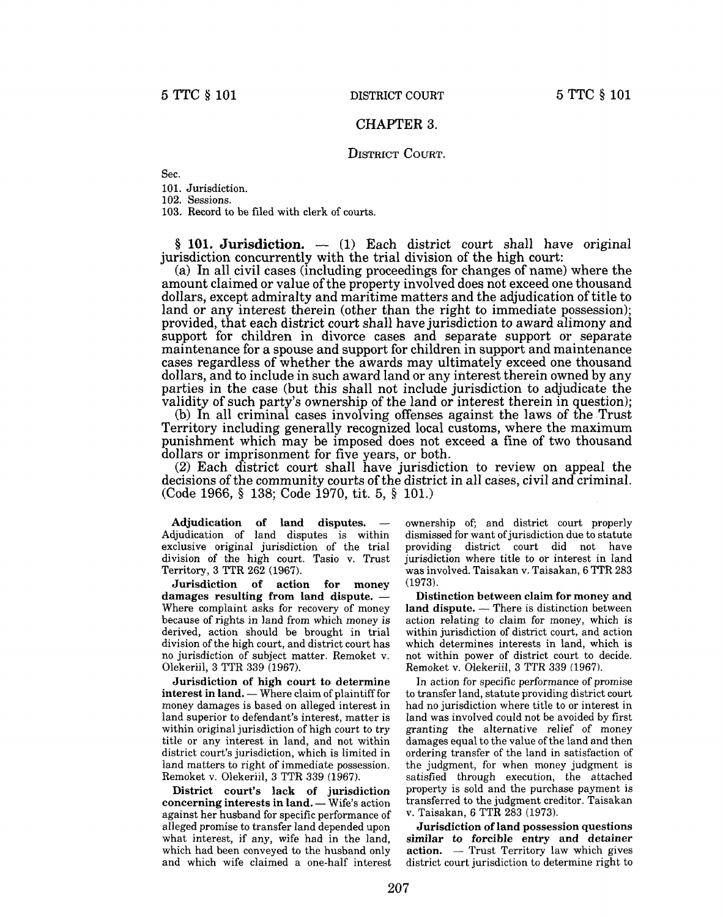# CHAPTER 3.

## DISTRICT COURT.

Sec.
101. Jurisdiction.
102. Sessions.
103. Record to be filed with clerk of courts.

**§ 101. Jurisdiction.** — (1) Each district court shall have original jurisdiction concurrently with the trial division of the high court:

(a) In all civil cases (including proceedings for changes of name) where the amount claimed or value of the property involved does not exceed one thousand dollars, except admiralty and maritime matters and the adjudication of title to land or any interest therein (other than the right to immediate possession); provided, that each district court shall have jurisdiction to award alimony and support for children in divorce cases and separate support or separate maintenance for a spouse and support for children in support and maintenance cases regardless of whether the awards may ultimately exceed one thousand dollars, and to include in such award land or any interest therein owned by any parties in the case (but this shall not include jurisdiction to adjudicate the validity of such party's ownership of the land or interest therein in question);

(b) In all criminal cases involving offenses against the laws of the Trust Territory including generally recognized local customs, where the maximum punishment which may be imposed does not exceed a fine of two thousand dollars or imprisonment for five years, or both.

(2) Each district court shall have jurisdiction to review on appeal the decisions of the community courts of the district in all cases, civil and criminal. (Code 1966, § 138; Code 1970, tit. 5, § 101.)

**Adjudication of land disputes.** — Adjudication of land disputes is within exclusive original jurisdiction of the trial division of the high court. Tasio v. Trust Territory, 3 TTR 262 (1967).

**Jurisdiction of action for money damages resulting from land dispute.** — Where complaint asks for recovery of money because of rights in land from which money is derived, action should be brought in trial division of the high court, and district court has no jurisdiction of subject matter. Remoket v. Olekeriil, 3 TTR 339 (1967).

**Jurisdiction of high court to determine interest in land.** — Where claim of plaintiff for money damages is based on alleged interest in land superior to defendant's interest, matter is within original jurisdiction of high court to try title or any interest in land, and not within district court's jurisdiction, which is limited in land matters to right of immediate possession. Remoket v. Olekeriil, 3 TTR 339 (1967).

**District court's lack of jurisdiction concerning interests in land.** — Wife's action against her husband for specific performance of alleged promise to transfer land depended upon what interest, if any, wife had in the land, which had been conveyed to the husband only and which wife claimed a one-half interest ownership of; and district court properly dismissed for want of jurisdiction due to statute providing district court did not have jurisdiction where title to or interest in land was involved. Taisakan v. Taisakan, 6 TTR 283 (1973).

**Distinction between claim for money and land dispute.** — There is distinction between action relating to claim for money, which is within jurisdiction of district court, and action which determines interests in land, which is not within power of district court to decide. Remoket v. Olekeriil, 3 TTR 339 (1967).

In action for specific performance of promise to transfer land, statute providing district court had no jurisdiction where title to or interest in land was involved could not be avoided by first granting the alternative relief of money damages equal to the value of the land and then ordering transfer of the land in satisfaction of the judgment, for when money judgment is satisfied through execution, the attached property is sold and the purchase payment is transferred to the judgment creditor. Taisakan v. Taisakan, 6 TTR 283 (1973).

**Jurisdiction of land possession questions similar to forcible entry and detainer action.** — Trust Territory law which gives district court jurisdiction to determine right to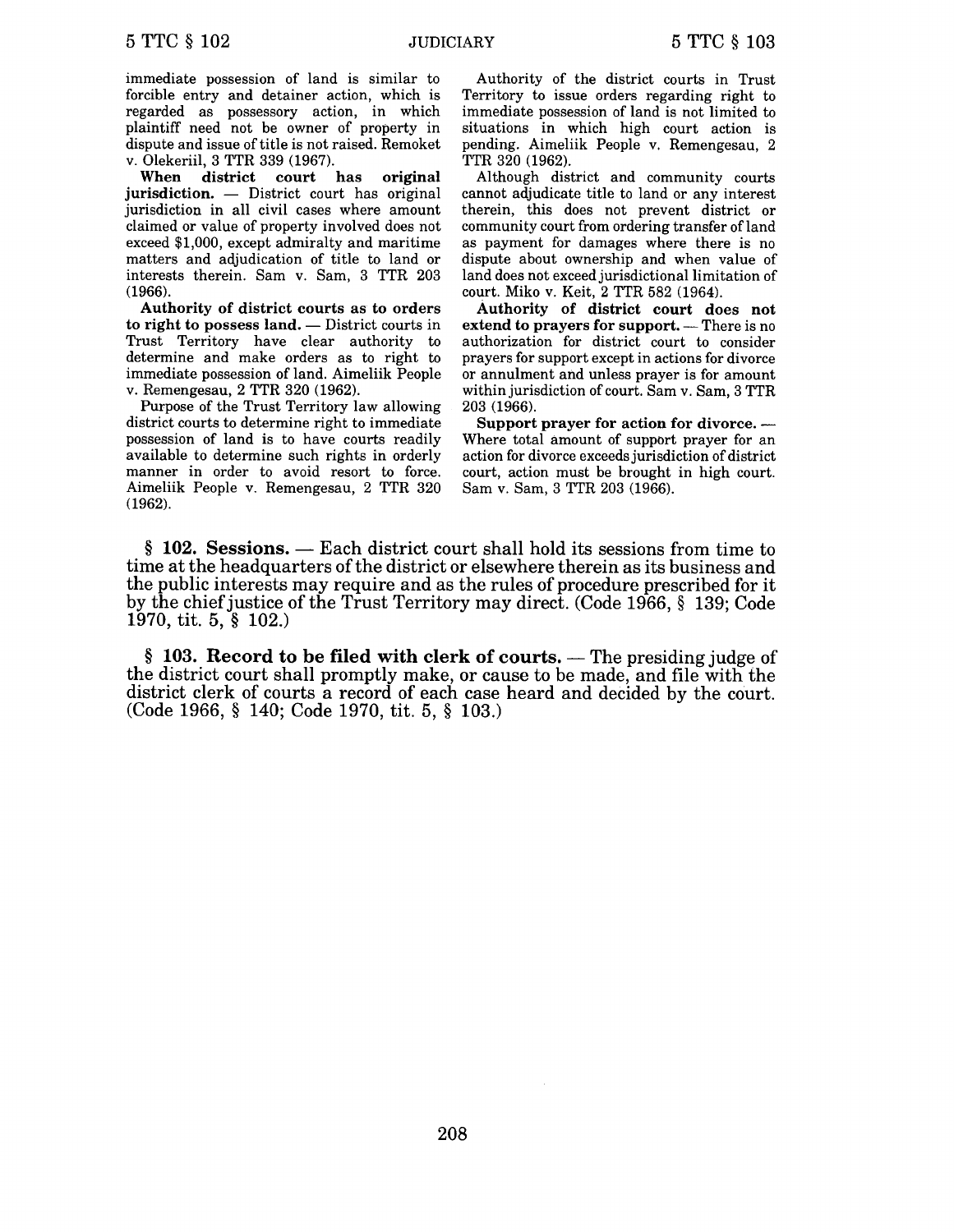immediate possession of land is similar to forcible entry and detainer action, which is regarded as possessory action, in which plaintiff need not be owner of property in dispute and issue of title is not raised. Remoket v. Olekeriil, 3 TTR 339 (1967).

**When district court has original jurisdiction.** — District court has original jurisdiction in all civil cases where amount claimed or value of property involved does not exceed $1,000, except admiralty and maritime matters and adjudication of title to land or interests therein. Sam v. Sam, 3 TTR 203 (1966).

**Authority of district courts as to orders to right to possess land.** — District courts in Trust Territory have clear authority to determine and make orders as to right to immediate possession of land. Aimeliik People v. Remengesau, 2 TTR 320 (1962).

Purpose of the Trust Territory law allowing district courts to determine right to immediate possession of land is to have courts readily available to determine such rights in orderly manner in order to avoid resort to force. Aimeliik People v. Remengesau, 2 TTR 320 (1962).

Authority of the district courts in Trust Territory to issue orders regarding right to immediate possession of land is not limited to situations in which high court action is pending. Aimeliik People v. Remengesau, 2 TTR 320 (1962).

Although district and community courts cannot adjudicate title to land or any interest therein, this does not prevent district or community court from ordering transfer of land as payment for damages where there is no dispute about ownership and when value of land does not exceed jurisdictional limitation of court. Miko v. Keit, 2 TTR 582 (1964).

**Authority of district court does not extend to prayers for support.** — There is no authorization for district court to consider prayers for support except in actions for divorce or annulment and unless prayer is for amount within jurisdiction of court. Sam v. Sam, 3 TTR 203 (1966).

**Support prayer for action for divorce.** — Where total amount of support prayer for an action for divorce exceeds jurisdiction of district court, action must be brought in high court. Sam v. Sam, 3 TTR 203 (1966).

**§ 102. Sessions.** — Each district court shall hold its sessions from time to time at the headquarters of the district or elsewhere therein as its business and the public interests may require and as the rules of procedure prescribed for it by the chief justice of the Trust Territory may direct. (Code 1966, § 139; Code 1970, tit. 5, § 102.)

**§ 103. Record to be filed with clerk of courts.** — The presiding judge of the district court shall promptly make, or cause to be made, and file with the district clerk of courts a record of each case heard and decided by the court. (Code 1966, § 140; Code 1970, tit. 5, § 103.)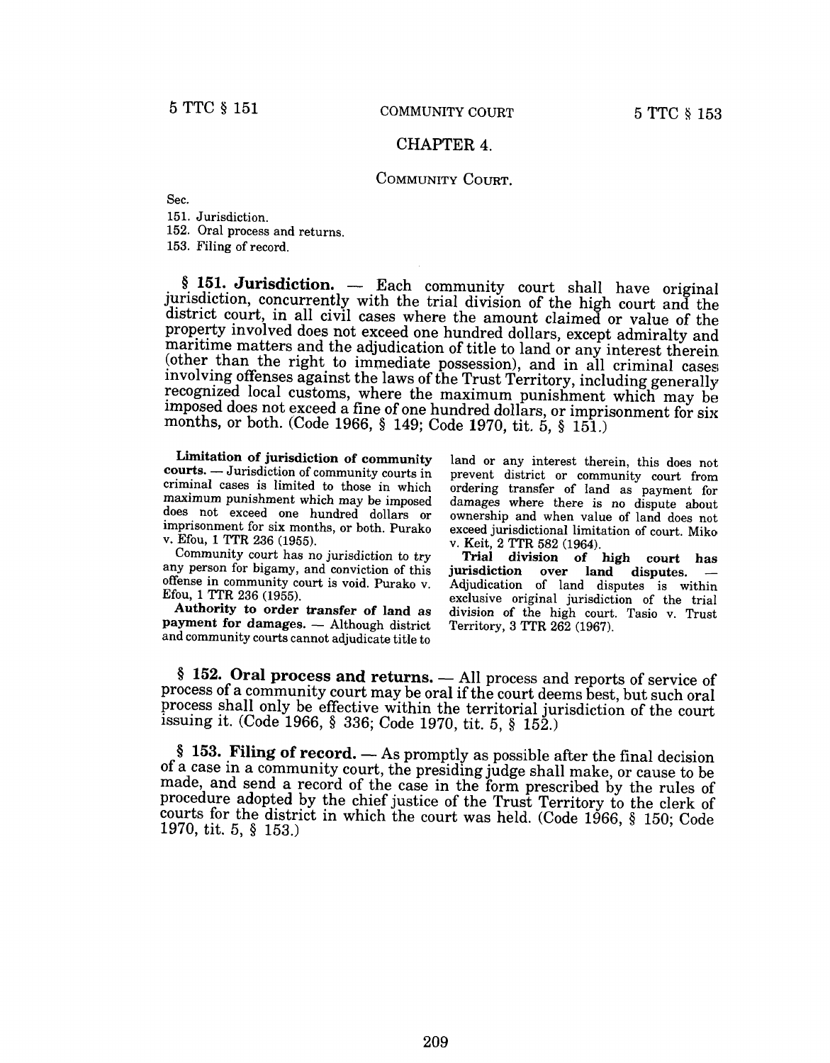## CHAPTER 4.

### COMMUNITY COURT.

Sec.

151. Jurisdiction.
152. Oral process and returns.
153. Filing of record.

**§ 151. Jurisdiction.** — Each community court shall have original jurisdiction, concurrently with the trial division of the high court and the district court, in all civil cases where the amount claimed or value of the property involved does not exceed one hundred dollars, except admiralty and maritime matters and the adjudication of title to land or any interest therein (other than the right to immediate possession), and in all criminal cases involving offenses against the laws of the Trust Territory, including generally recognized local customs, where the maximum punishment which may be imposed does not exceed a fine of one hundred dollars, or imprisonment for six months, or both. (Code 1966, § 149; Code 1970, tit. 5, § 151.)

**Limitation of jurisdiction of community courts.** — Jurisdiction of community courts in criminal cases is limited to those in which maximum punishment which may be imposed does not exceed one hundred dollars or imprisonment for six months, or both. Purako v. Efou, 1 TTR 236 (1955).

Community court has no jurisdiction to try any person for bigamy, and conviction of this offense in community court is void. Purako v. Efou, 1 TTR 236 (1955).

**Authority to order transfer of land as payment for damages.** — Although district and community courts cannot adjudicate title to land or any interest therein, this does not prevent district or community court from ordering transfer of land as payment for damages where there is no dispute about ownership and when value of land does not exceed jurisdictional limitation of court. Miko v. Keit, 2 TTR 582 (1964).

**Trial division of high court has jurisdiction over land disputes.** — Adjudication of land disputes is within exclusive original jurisdiction of the trial division of the high court. Tasio v. Trust Territory, 3 TTR 262 (1967).

**§ 152. Oral process and returns.** — All process and reports of service of process of a community court may be oral if the court deems best, but such oral process shall only be effective within the territorial jurisdiction of the court issuing it. (Code 1966, § 336; Code 1970, tit. 5, § 152.)

**§ 153. Filing of record.** — As promptly as possible after the final decision of a case in a community court, the presiding judge shall make, or cause to be made, and send a record of the case in the form prescribed by the rules of procedure adopted by the chief justice of the Trust Territory to the clerk of courts for the district in which the court was held. (Code 1966, § 150; Code 1970, tit. 5, § 153.)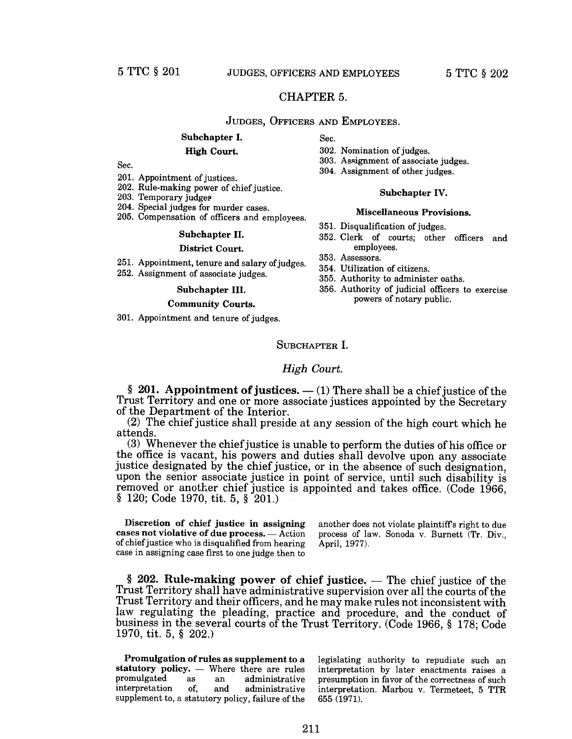# CHAPTER 5.

## JUDGES, OFFICERS AND EMPLOYEES.

**Subchapter I.**

**High Court.**

Sec.

201. Appointment of justices.
202. Rule-making power of chief justice.
203. Temporary judges
204. Special judges for murder cases.
205. Compensation of officers and employees.

**Subchapter II.**

**District Court.**

251. Appointment, tenure and salary of judges.
252. Assignment of associate judges.

**Subchapter III.**

**Community Courts.**

301. Appointment and tenure of judges.

Sec.

302. Nomination of judges.
303. Assignment of associate judges.
304. Assignment of other judges.

**Subchapter IV.**

**Miscellaneous Provisions.**

351. Disqualification of judges.
352. Clerk of courts; other officers and employees.
353. Assessors.
354. Utilization of citizens.
355. Authority to administer oaths.
356. Authority of judicial officers to exercise powers of notary public.

## SUBCHAPTER I.

### *High Court.*

§ **201. Appointment of justices.** — (1) There shall be a chief justice of the Trust Territory and one or more associate justices appointed by the Secretary of the Department of the Interior.

(2) The chief justice shall preside at any session of the high court which he attends.

(3) Whenever the chief justice is unable to perform the duties of his office or the office is vacant, his powers and duties shall devolve upon any associate justice designated by the chief justice, or in the absence of such designation, upon the senior associate justice in point of service, until such disability is removed or another chief justice is appointed and takes office. (Code 1966, § 120; Code 1970, tit. 5, § 201.)

**Discretion of chief justice in assigning cases not violative of due process.** — Action of chief justice who is disqualified from hearing case in assigning case first to one judge then to another does not violate plaintiff's right to due process of law. Sonoda v. Burnett (Tr. Div., April, 1977).

§ **202. Rule-making power of chief justice.** — The chief justice of the Trust Territory shall have administrative supervision over all the courts of the Trust Territory and their officers, and he may make rules not inconsistent with law regulating the pleading, practice and procedure, and the conduct of business in the several courts of the Trust Territory. (Code 1966, § 178; Code 1970, tit. 5, § 202.)

**Promulgation of rules as supplement to a statutory policy.** — Where there are rules promulgated as an administrative interpretation of, and administrative supplement to, a statutory policy, failure of the legislating authority to repudiate such an interpretation by later enactments raises a presumption in favor of the correctness of such interpretation. Marbou v. Termeteet, 5 TTR 655 (1971).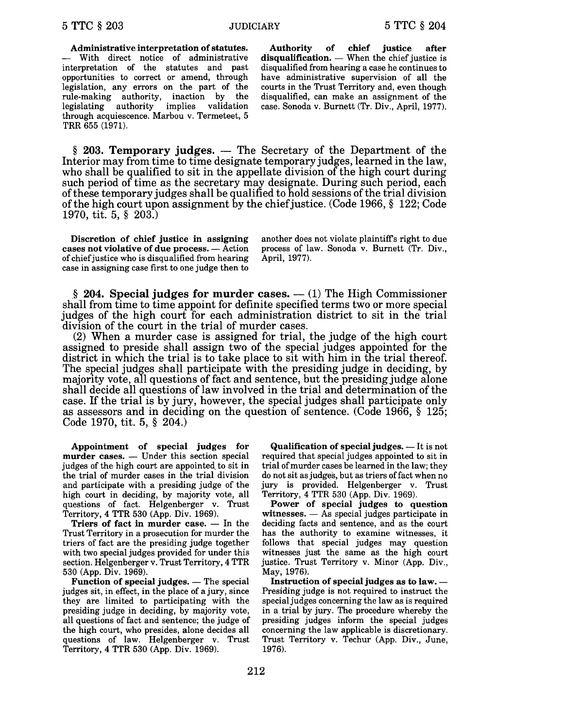**Administrative interpretation of statutes.** — With direct notice of administrative interpretation of the statutes and past opportunities to correct or amend, through legislation, any errors on the part of the rule-making authority, inaction by the legislating authority implies validation through acquiescence. Marbou v. Termeteet, 5 TRR 655 (1971).

**Authority of chief justice after disqualification.** — When the chief justice is disqualified from hearing a case he continues to have administrative supervision of all the courts in the Trust Territory and, even though disqualified, can make an assignment of the case. Sonoda v. Burnett (Tr. Div., April, 1977).

**§ 203. Temporary judges.** — The Secretary of the Department of the Interior may from time to time designate temporary judges, learned in the law, who shall be qualified to sit in the appellate division of the high court during such period of time as the secretary may designate. During such period, each of these temporary judges shall be qualified to hold sessions of the trial division of the high court upon assignment by the chief justice. (Code 1966, § 122; Code 1970, tit. 5, § 203.)

**Discretion of chief justice in assigning cases not violative of due process.** — Action of chief justice who is disqualified from hearing case in assigning case first to one judge then to another does not violate plaintiff's right to due process of law. Sonoda v. Burnett (Tr. Div., April, 1977).

**§ 204. Special judges for murder cases.** — (1) The High Commissioner shall from time to time appoint for definite specified terms two or more special judges of the high court for each administration district to sit in the trial division of the court in the trial of murder cases.

(2) When a murder case is assigned for trial, the judge of the high court assigned to preside shall assign two of the special judges appointed for the district in which the trial is to take place to sit with him in the trial thereof. The special judges shall participate with the presiding judge in deciding, by majority vote, all questions of fact and sentence, but the presiding judge alone shall decide all questions of law involved in the trial and determination of the case. If the trial is by jury, however, the special judges shall participate only as assessors and in deciding on the question of sentence. (Code 1966, § 125; Code 1970, tit. 5, § 204.)

**Appointment of special judges for murder cases.** — Under this section special judges of the high court are appointed to sit in the trial of murder cases in the trial division and participate with a presiding judge of the high court in deciding, by majority vote, all questions of fact. Helgenberger v. Trust Territory, 4 TTR 530 (App. Div. 1969).

**Triers of fact in murder case.** — In the Trust Territory in a prosecution for murder the triers of fact are the presiding judge together with two special judges provided for under this section. Helgenberger v. Trust Territory, 4 TTR 530 (App. Div. 1969).

**Function of special judges.** — The special judges sit, in effect, in the place of a jury, since they are limited to participating with the presiding judge in deciding, by majority vote, all questions of fact and sentence; the judge of the high court, who presides, alone decides all questions of law. Helgenberger v. Trust Territory, 4 TTR 530 (App. Div. 1969).

**Qualification of special judges.** — It is not required that special judges appointed to sit in trial of murder cases be learned in the law; they do not sit as judges, but as triers of fact when no jury is provided. Helgenberger v. Trust Territory, 4 TTR 530 (App. Div. 1969).

**Power of special judges to question witnesses.** — As special judges participate in deciding facts and sentence, and as the court has the authority to examine witnesses, it follows that special judges may question witnesses just the same as the high court justice. Trust Territory v. Minor (App. Div., May, 1976).

**Instruction of special judges as to law.** — Presiding judge is not required to instruct the special judges concerning the law as is required in a trial by jury. The procedure whereby the presiding judges inform the special judges concerning the law applicable is discretionary. Trust Territory v. Techur (App. Div., June, 1976).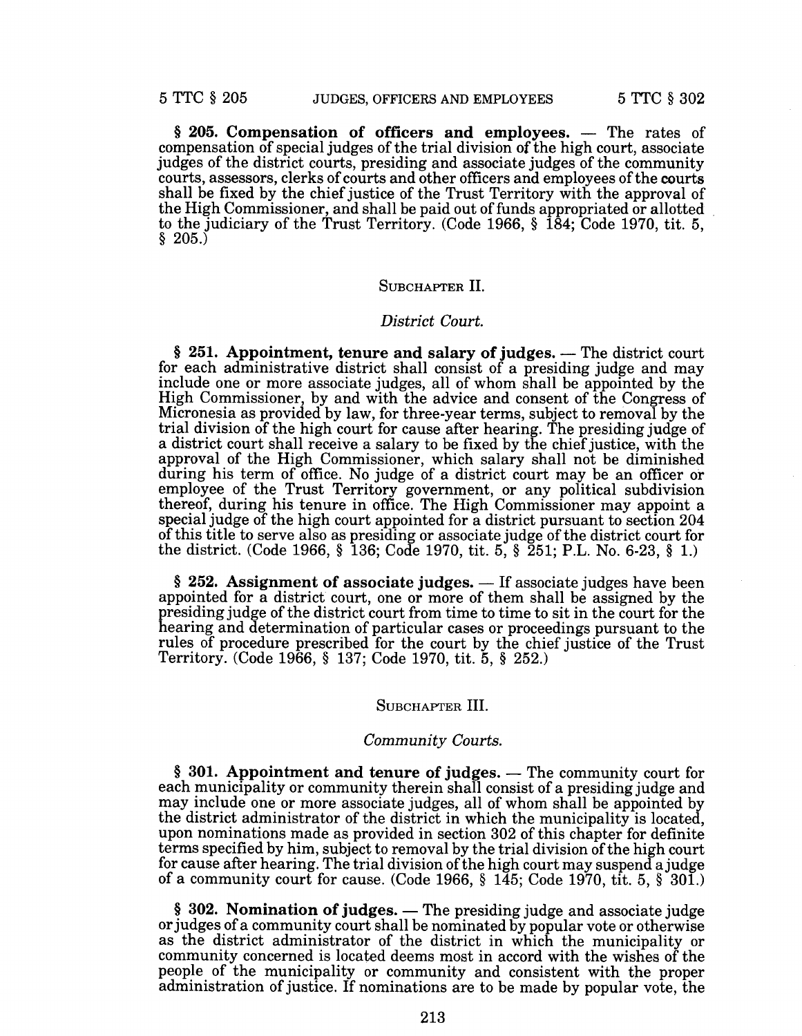**§ 205. Compensation of officers and employees.** — The rates of compensation of special judges of the trial division of the high court, associate judges of the district courts, presiding and associate judges of the community courts, assessors, clerks of courts and other officers and employees of the courts shall be fixed by the chief justice of the Trust Territory with the approval of the High Commissioner, and shall be paid out of funds appropriated or allotted to the judiciary of the Trust Territory. (Code 1966, § 184; Code 1970, tit. 5, § 205.)

## SUBCHAPTER II.

### *District Court.*

**§ 251. Appointment, tenure and salary of judges.** — The district court for each administrative district shall consist of a presiding judge and may include one or more associate judges, all of whom shall be appointed by the High Commissioner, by and with the advice and consent of the Congress of Micronesia as provided by law, for three-year terms, subject to removal by the trial division of the high court for cause after hearing. The presiding judge of a district court shall receive a salary to be fixed by the chief justice, with the approval of the High Commissioner, which salary shall not be diminished during his term of office. No judge of a district court may be an officer or employee of the Trust Territory government, or any political subdivision thereof, during his tenure in office. The High Commissioner may appoint a special judge of the high court appointed for a district pursuant to section 204 of this title to serve also as presiding or associate judge of the district court for the district. (Code 1966, § 136; Code 1970, tit. 5, § 251; P.L. No. 6-23, § 1.)

**§ 252. Assignment of associate judges.** — If associate judges have been appointed for a district court, one or more of them shall be assigned by the presiding judge of the district court from time to time to sit in the court for the hearing and determination of particular cases or proceedings pursuant to the rules of procedure prescribed for the court by the chief justice of the Trust Territory. (Code 1966, § 137; Code 1970, tit. 5, § 252.)

## SUBCHAPTER III.

### *Community Courts.*

**§ 301. Appointment and tenure of judges.** — The community court for each municipality or community therein shall consist of a presiding judge and may include one or more associate judges, all of whom shall be appointed by the district administrator of the district in which the municipality is located, upon nominations made as provided in section 302 of this chapter for definite terms specified by him, subject to removal by the trial division of the high court for cause after hearing. The trial division of the high court may suspend a judge of a community court for cause. (Code 1966, § 145; Code 1970, tit. 5, § 301.)

**§ 302. Nomination of judges.** — The presiding judge and associate judge or judges of a community court shall be nominated by popular vote or otherwise as the district administrator of the district in which the municipality or community concerned is located deems most in accord with the wishes of the people of the municipality or community and consistent with the proper administration of justice. If nominations are to be made by popular vote, the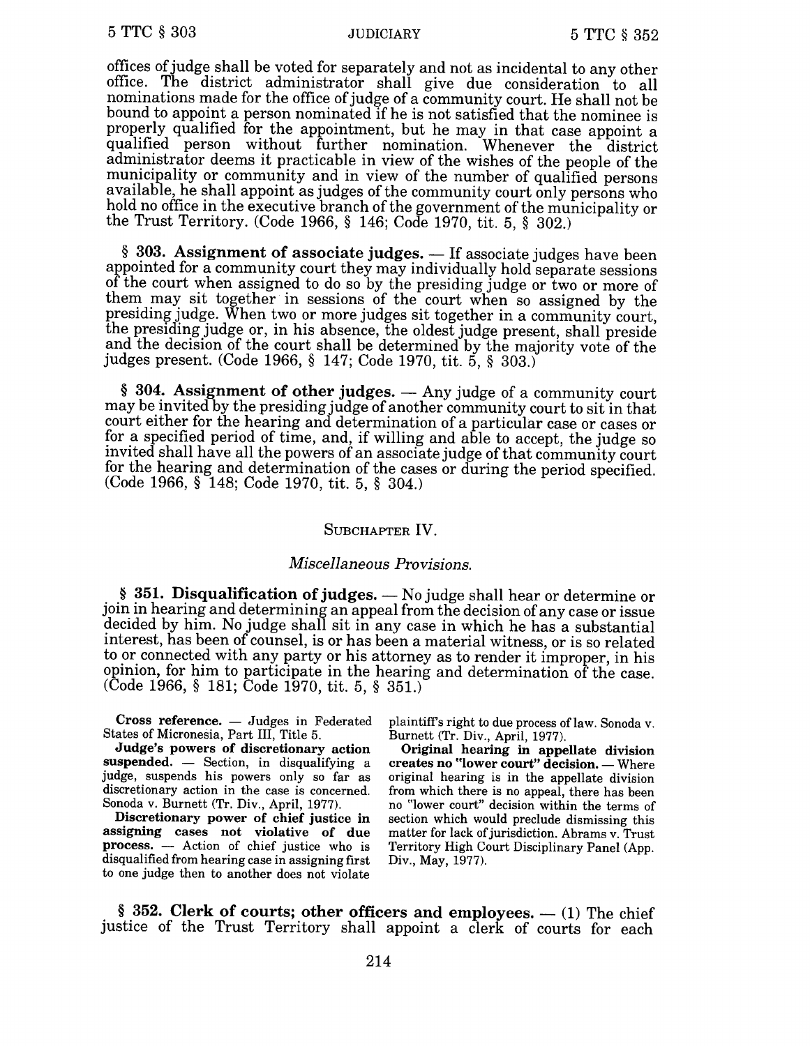offices of judge shall be voted for separately and not as incidental to any other office. The district administrator shall give due consideration to all nominations made for the office of judge of a community court. He shall not be bound to appoint a person nominated if he is not satisfied that the nominee is properly qualified for the appointment, but he may in that case appoint a qualified person without further nomination. Whenever the district administrator deems it practicable in view of the wishes of the people of the municipality or community and in view of the number of qualified persons available, he shall appoint as judges of the community court only persons who hold no office in the executive branch of the government of the municipality or the Trust Territory. (Code 1966, § 146; Code 1970, tit. 5, § 302.)

**§ 303. Assignment of associate judges.** — If associate judges have been appointed for a community court they may individually hold separate sessions of the court when assigned to do so by the presiding judge or two or more of them may sit together in sessions of the court when so assigned by the presiding judge. When two or more judges sit together in a community court, the presiding judge or, in his absence, the oldest judge present, shall preside and the decision of the court shall be determined by the majority vote of the judges present. (Code 1966, § 147; Code 1970, tit. 5, § 303.)

**§ 304. Assignment of other judges.** — Any judge of a community court may be invited by the presiding judge of another community court to sit in that court either for the hearing and determination of a particular case or cases or for a specified period of time, and, if willing and able to accept, the judge so invited shall have all the powers of an associate judge of that community court for the hearing and determination of the cases or during the period specified. (Code 1966, § 148; Code 1970, tit. 5, § 304.)

## SUBCHAPTER IV.

### *Miscellaneous Provisions.*

**§ 351. Disqualification of judges.** — No judge shall hear or determine or join in hearing and determining an appeal from the decision of any case or issue decided by him. No judge shall sit in any case in which he has a substantial interest, has been of counsel, is or has been a material witness, or is so related to or connected with any party or his attorney as to render it improper, in his opinion, for him to participate in the hearing and determination of the case. (Code 1966, § 181; Code 1970, tit. 5, § 351.)

**Cross reference.** — Judges in Federated States of Micronesia, Part III, Title 5.

**Judge's powers of discretionary action suspended.** — Section, in disqualifying a judge, suspends his powers only so far as discretionary action in the case is concerned. Sonoda v. Burnett (Tr. Div., April, 1977).

**Discretionary power of chief justice in assigning cases not violative of due process.** — Action of chief justice who is disqualified from hearing case in assigning first to one judge then to another does not violate plaintiff's right to due process of law. Sonoda v. Burnett (Tr. Div., April, 1977).

**Original hearing in appellate division creates no "lower court" decision.** — Where original hearing is in the appellate division from which there is no appeal, there has been no "lower court" decision within the terms of section which would preclude dismissing this matter for lack of jurisdiction. Abrams v. Trust Territory High Court Disciplinary Panel (App. Div., May, 1977).

**§ 352. Clerk of courts; other officers and employees.** — (1) The chief justice of the Trust Territory shall appoint a clerk of courts for each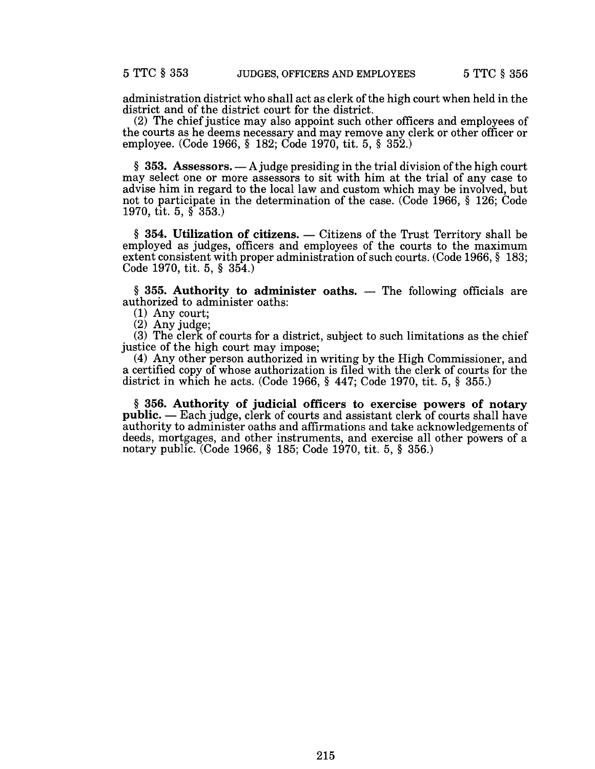administration district who shall act as clerk of the high court when held in the district and of the district court for the district.

(2) The chief justice may also appoint such other officers and employees of the courts as he deems necessary and may remove any clerk or other officer or employee. (Code 1966, § 182; Code 1970, tit. 5, § 352.)

§ **353. Assessors.** — A judge presiding in the trial division of the high court may select one or more assessors to sit with him at the trial of any case to advise him in regard to the local law and custom which may be involved, but not to participate in the determination of the case. (Code 1966, § 126; Code 1970, tit. 5, § 353.)

§ **354. Utilization of citizens.** — Citizens of the Trust Territory shall be employed as judges, officers and employees of the courts to the maximum extent consistent with proper administration of such courts. (Code 1966, § 183; Code 1970, tit. 5, § 354.)

§ **355. Authority to administer oaths.** — The following officials are authorized to administer oaths:

(1) Any court;

(2) Any judge;

(3) The clerk of courts for a district, subject to such limitations as the chief justice of the high court may impose;

(4) Any other person authorized in writing by the High Commissioner, and a certified copy of whose authorization is filed with the clerk of courts for the district in which he acts. (Code 1966, § 447; Code 1970, tit. 5, § 355.)

§ **356. Authority of judicial officers to exercise powers of notary public.** — Each judge, clerk of courts and assistant clerk of courts shall have authority to administer oaths and affirmations and take acknowledgements of deeds, mortgages, and other instruments, and exercise all other powers of a notary public. (Code 1966, § 185; Code 1970, tit. 5, § 356.)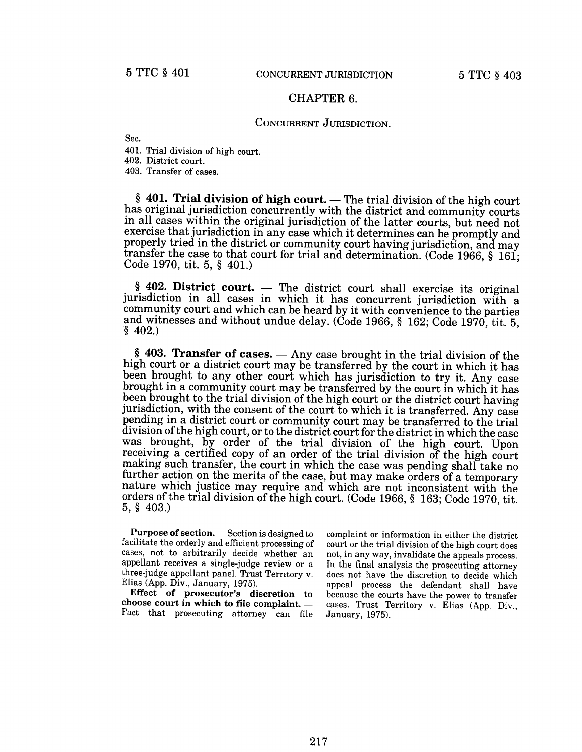## CHAPTER 6.

### CONCURRENT JURISDICTION.

Sec.

401. Trial division of high court.
402. District court.
403. Transfer of cases.

**§ 401. Trial division of high court.** — The trial division of the high court has original jurisdiction concurrently with the district and community courts in all cases within the original jurisdiction of the latter courts, but need not exercise that jurisdiction in any case which it determines can be promptly and properly tried in the district or community court having jurisdiction, and may transfer the case to that court for trial and determination. (Code 1966, § 161; Code 1970, tit. 5, § 401.)

**§ 402. District court.** — The district court shall exercise its original jurisdiction in all cases in which it has concurrent jurisdiction with a community court and which can be heard by it with convenience to the parties and witnesses and without undue delay. (Code 1966, § 162; Code 1970, tit. 5, § 402.)

**§ 403. Transfer of cases.** — Any case brought in the trial division of the high court or a district court may be transferred by the court in which it has been brought to any other court which has jurisdiction to try it. Any case brought in a community court may be transferred by the court in which it has been brought to the trial division of the high court or the district court having jurisdiction, with the consent of the court to which it is transferred. Any case pending in a district court or community court may be transferred to the trial division of the high court, or to the district court for the district in which the case was brought, by order of the trial division of the high court. Upon receiving a certified copy of an order of the trial division of the high court making such transfer, the court in which the case was pending shall take no further action on the merits of the case, but may make orders of a temporary nature which justice may require and which are not inconsistent with the orders of the trial division of the high court. (Code 1966, § 163; Code 1970, tit. 5, § 403.)

**Purpose of section.** — Section is designed to facilitate the orderly and efficient processing of cases, not to arbitrarily decide whether an appellant receives a single-judge review or a three-judge appellant panel. Trust Territory v. Elias (App. Div., January, 1975).

**Effect of prosecutor's discretion to choose court in which to file complaint.** — Fact that prosecuting attorney can file complaint or information in either the district court or the trial division of the high court does not, in any way, invalidate the appeals process. In the final analysis the prosecuting attorney does not have the discretion to decide which appeal process the defendant shall have because the courts have the power to transfer cases. Trust Territory v. Elias (App. Div., January, 1975).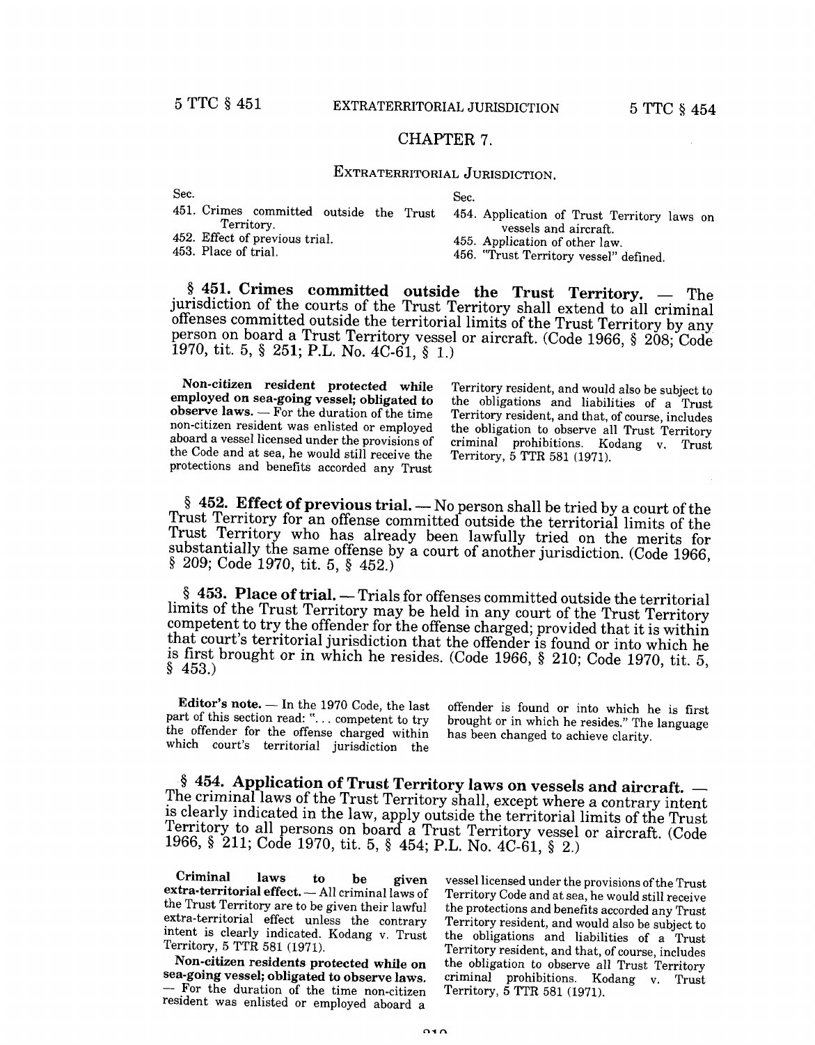# CHAPTER 7.

## EXTRATERRITORIAL JURISDICTION.

Sec.
451. Crimes committed outside the Trust Territory.
452. Effect of previous trial.
453. Place of trial.
454. Application of Trust Territory laws on vessels and aircraft.
455. Application of other law.
456. "Trust Territory vessel" defined.

**§ 451. Crimes committed outside the Trust Territory.** — The jurisdiction of the courts of the Trust Territory shall extend to all criminal offenses committed outside the territorial limits of the Trust Territory by any person on board a Trust Territory vessel or aircraft. (Code 1966, § 208; Code 1970, tit. 5, § 251; P.L. No. 4C-61, § 1.)

**Non-citizen resident protected while employed on sea-going vessel; obligated to observe laws.** — For the duration of the time non-citizen resident was enlisted or employed aboard a vessel licensed under the provisions of the Code and at sea, he would still receive the protections and benefits accorded any Trust Territory resident, and would also be subject to the obligations and liabilities of a Trust Territory resident, and that, of course, includes the obligation to observe all Trust Territory criminal prohibitions. Kodang v. Trust Territory, 5 TTR 581 (1971).

**§ 452. Effect of previous trial.** — No person shall be tried by a court of the Trust Territory for an offense committed outside the territorial limits of the Trust Territory who has already been lawfully tried on the merits for substantially the same offense by a court of another jurisdiction. (Code 1966, § 209; Code 1970, tit. 5, § 452.)

**§ 453. Place of trial.** — Trials for offenses committed outside the territorial limits of the Trust Territory may be held in any court of the Trust Territory competent to try the offender for the offense charged; provided that it is within that court's territorial jurisdiction that the offender is found or into which he is first brought or in which he resides. (Code 1966, § 210; Code 1970, tit. 5, § 453.)

**Editor's note.** — In the 1970 Code, the last part of this section read: "... competent to try the offender for the offense charged within which court's territorial jurisdiction the offender is found or into which he is first brought or in which he resides." The language has been changed to achieve clarity.

**§ 454. Application of Trust Territory laws on vessels and aircraft.** — The criminal laws of the Trust Territory shall, except where a contrary intent is clearly indicated in the law, apply outside the territorial limits of the Trust Territory to all persons on board a Trust Territory vessel or aircraft. (Code 1966, § 211; Code 1970, tit. 5, § 454; P.L. No. 4C-61, § 2.)

**Criminal laws to be given extra-territorial effect.** — All criminal laws of the Trust Territory are to be given their lawful extra-territorial effect unless the contrary intent is clearly indicated. Kodang v. Trust Territory, 5 TTR 581 (1971).

**Non-citizen residents protected while on sea-going vessel; obligated to observe laws.** — For the duration of the time non-citizen resident was enlisted or employed aboard a vessel licensed under the provisions of the Trust Territory Code and at sea, he would still receive the protections and benefits accorded any Trust Territory resident, and would also be subject to the obligations and liabilities of a Trust Territory resident, and that, of course, includes the obligation to observe all Trust Territory criminal prohibitions. Kodang v. Trust Territory, 5 TTR 581 (1971).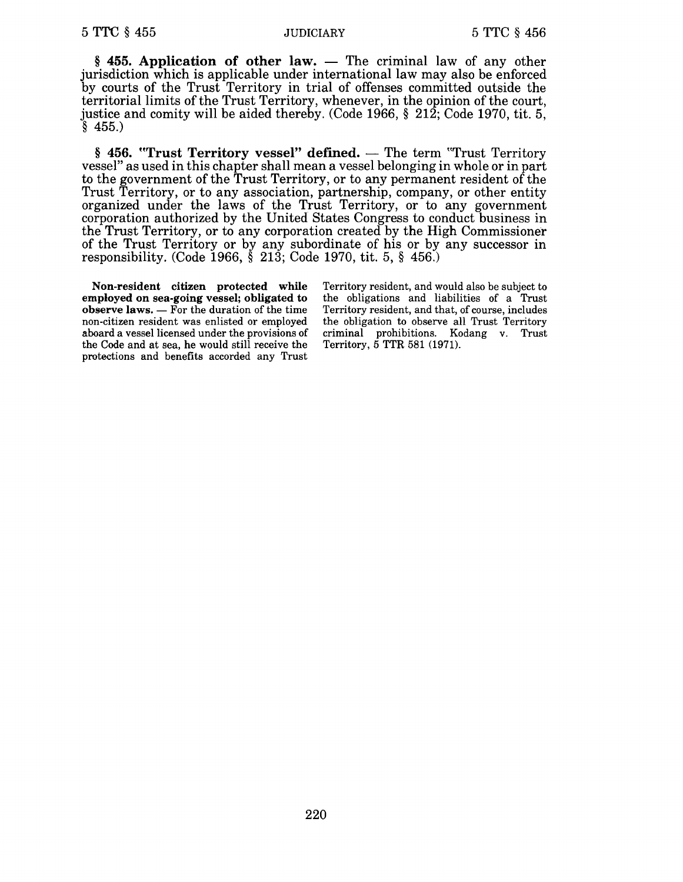**§ 455. Application of other law.** — The criminal law of any other jurisdiction which is applicable under international law may also be enforced by courts of the Trust Territory in trial of offenses committed outside the territorial limits of the Trust Territory, whenever, in the opinion of the court, justice and comity will be aided thereby. (Code 1966, § 212; Code 1970, tit. 5, § 455.)

**§ 456. "Trust Territory vessel" defined.** — The term "Trust Territory vessel" as used in this chapter shall mean a vessel belonging in whole or in part to the government of the Trust Territory, or to any permanent resident of the Trust Territory, or to any association, partnership, company, or other entity organized under the laws of the Trust Territory, or to any government corporation authorized by the United States Congress to conduct business in the Trust Territory, or to any corporation created by the High Commissioner of the Trust Territory or by any subordinate of his or by any successor in responsibility. (Code 1966, § 213; Code 1970, tit. 5, § 456.)

**Non-resident citizen protected while employed on sea-going vessel; obligated to observe laws.** — For the duration of the time non-citizen resident was enlisted or employed aboard a vessel licensed under the provisions of the Code and at sea, he would still receive the protections and benefits accorded any Trust Territory resident, and would also be subject to the obligations and liabilities of a Trust Territory resident, and that, of course, includes the obligation to observe all Trust Territory criminal prohibitions. Kodang v. Trust Territory, 5 TTR 581 (1971).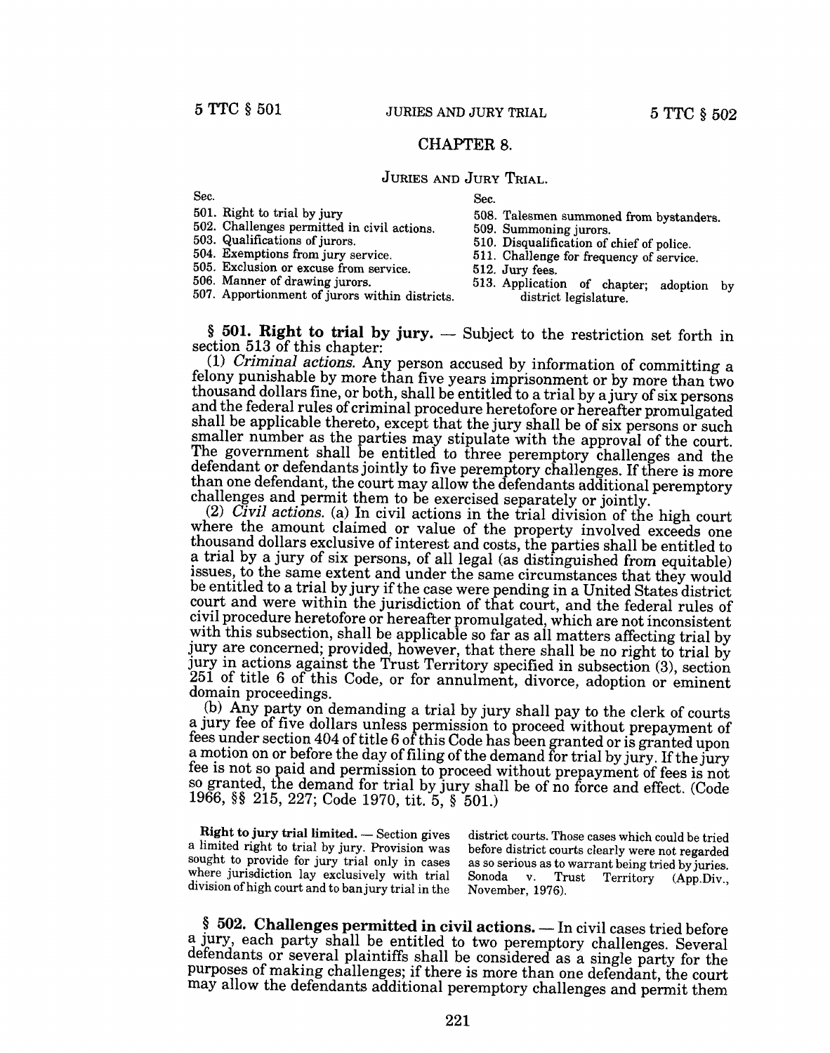## CHAPTER 8.

### JURIES AND JURY TRIAL.

| Sec. | Sec. |
|---|---|
| 501. Right to trial by jury | 508. Talesmen summoned from bystanders. |
| 502. Challenges permitted in civil actions. | 509. Summoning jurors. |
| 503. Qualifications of jurors. | 510. Disqualification of chief of police. |
| 504. Exemptions from jury service. | 511. Challenge for frequency of service. |
| 505. Exclusion or excuse from service. | 512. Jury fees. |
| 506. Manner of drawing jurors. | 513. Application of chapter; adoption by district legislature. |
| 507. Apportionment of jurors within districts. | |

**§ 501. Right to trial by jury.** — Subject to the restriction set forth in section 513 of this chapter:

(1) *Criminal actions.* Any person accused by information of committing a felony punishable by more than five years imprisonment or by more than two thousand dollars fine, or both, shall be entitled to a trial by a jury of six persons and the federal rules of criminal procedure heretofore or hereafter promulgated shall be applicable thereto, except that the jury shall be of six persons or such smaller number as the parties may stipulate with the approval of the court. The government shall be entitled to three peremptory challenges and the defendant or defendants jointly to five peremptory challenges. If there is more than one defendant, the court may allow the defendants additional peremptory challenges and permit them to be exercised separately or jointly.

(2) *Civil actions.* (a) In civil actions in the trial division of the high court where the amount claimed or value of the property involved exceeds one thousand dollars exclusive of interest and costs, the parties shall be entitled to a trial by a jury of six persons, of all legal (as distinguished from equitable) issues, to the same extent and under the same circumstances that they would be entitled to a trial by jury if the case were pending in a United States district court and were within the jurisdiction of that court, and the federal rules of civil procedure heretofore or hereafter promulgated, which are not inconsistent with this subsection, shall be applicable so far as all matters affecting trial by jury are concerned; provided, however, that there shall be no right to trial by jury in actions against the Trust Territory specified in subsection (3), section 251 of title 6 of this Code, or for annulment, divorce, adoption or eminent domain proceedings.

(b) Any party on demanding a trial by jury shall pay to the clerk of courts a jury fee of five dollars unless permission to proceed without prepayment of fees under section 404 of title 6 of this Code has been granted or is granted upon a motion on or before the day of filing of the demand for trial by jury. If the jury fee is not so paid and permission to proceed without prepayment of fees is not so granted, the demand for trial by jury shall be of no force and effect. (Code 1966, §§ 215, 227; Code 1970, tit. 5, § 501.)

**Right to jury trial limited.** — Section gives a limited right to trial by jury. Provision was sought to provide for jury trial only in cases where jurisdiction lay exclusively with trial division of high court and to ban jury trial in the district courts. Those cases which could be tried before district courts clearly were not regarded as so serious as to warrant being tried by juries. Sonoda v. Trust Territory (App.Div., November, 1976).

**§ 502. Challenges permitted in civil actions.** — In civil cases tried before a jury, each party shall be entitled to two peremptory challenges. Several defendants or several plaintiffs shall be considered as a single party for the purposes of making challenges; if there is more than one defendant, the court may allow the defendants additional peremptory challenges and permit them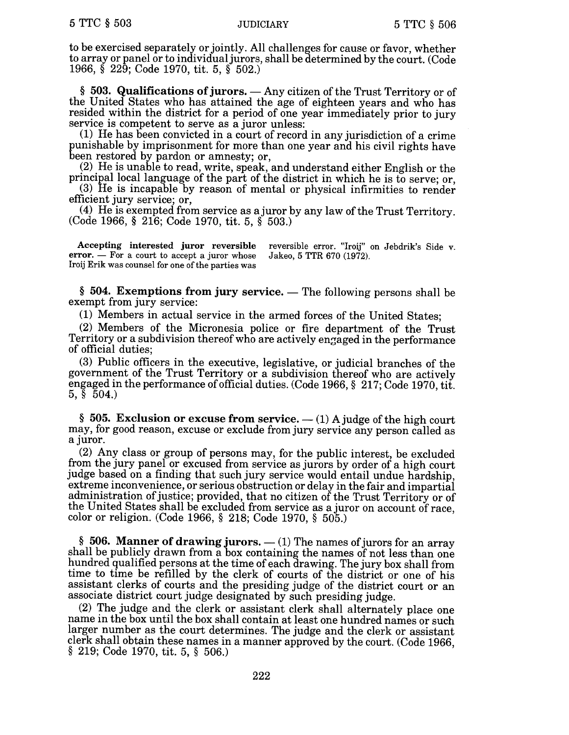to be exercised separately or jointly. All challenges for cause or favor, whether to array or panel or to individual jurors, shall be determined by the court. (Code 1966, § 229; Code 1970, tit. 5, § 502.)

**§ 503. Qualifications of jurors.** — Any citizen of the Trust Territory or of the United States who has attained the age of eighteen years and who has resided within the district for a period of one year immediately prior to jury service is competent to serve as a juror unless:

(1) He has been convicted in a court of record in any jurisdiction of a crime punishable by imprisonment for more than one year and his civil rights have been restored by pardon or amnesty; or,

(2) He is unable to read, write, speak, and understand either English or the principal local language of the part of the district in which he is to serve; or,

(3) He is incapable by reason of mental or physical infirmities to render efficient jury service; or,

(4) He is exempted from service as a juror by any law of the Trust Territory. (Code 1966, § 216; Code 1970, tit. 5, § 503.)

**Accepting interested juror reversible error.** — For a court to accept a juror whose Iroij Erik was counsel for one of the parties was reversible error. "Iroij" on Jebdrik's Side v. Jakeo, 5 TTR 670 (1972).

**§ 504. Exemptions from jury service.** — The following persons shall be exempt from jury service:

(1) Members in actual service in the armed forces of the United States;

(2) Members of the Micronesia police or fire department of the Trust Territory or a subdivision thereof who are actively engaged in the performance of official duties;

(3) Public officers in the executive, legislative, or judicial branches of the government of the Trust Territory or a subdivision thereof who are actively engaged in the performance of official duties. (Code 1966, § 217; Code 1970, tit. 5, § 504.)

**§ 505. Exclusion or excuse from service.** — (1) A judge of the high court may, for good reason, excuse or exclude from jury service any person called as a juror.

(2) Any class or group of persons may, for the public interest, be excluded from the jury panel or excused from service as jurors by order of a high court judge based on a finding that such jury service would entail undue hardship, extreme inconvenience, or serious obstruction or delay in the fair and impartial administration of justice; provided, that no citizen of the Trust Territory or of the United States shall be excluded from service as a juror on account of race, color or religion. (Code 1966, § 218; Code 1970, § 505.)

**§ 506. Manner of drawing jurors.** — (1) The names of jurors for an array shall be publicly drawn from a box containing the names of not less than one hundred qualified persons at the time of each drawing. The jury box shall from time to time be refilled by the clerk of courts of the district or one of his assistant clerks of courts and the presiding judge of the district court or an associate district court judge designated by such presiding judge.

(2) The judge and the clerk or assistant clerk shall alternately place one name in the box until the box shall contain at least one hundred names or such larger number as the court determines. The judge and the clerk or assistant clerk shall obtain these names in a manner approved by the court. (Code 1966, § 219; Code 1970, tit. 5, § 506.)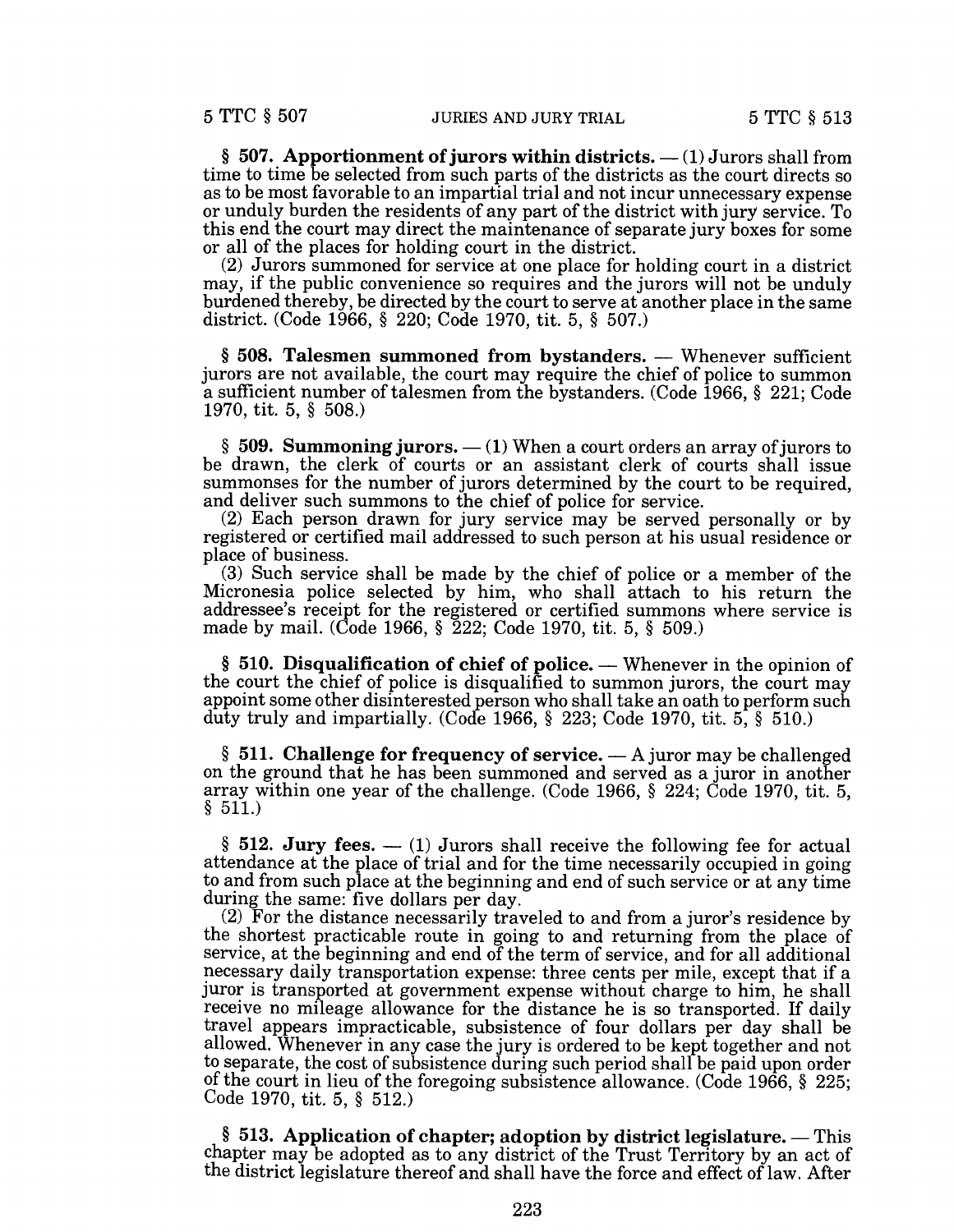**§ 507. Apportionment of jurors within districts.** — (1) Jurors shall from time to time be selected from such parts of the districts as the court directs so as to be most favorable to an impartial trial and not incur unnecessary expense or unduly burden the residents of any part of the district with jury service. To this end the court may direct the maintenance of separate jury boxes for some or all of the places for holding court in the district.

(2) Jurors summoned for service at one place for holding court in a district may, if the public convenience so requires and the jurors will not be unduly burdened thereby, be directed by the court to serve at another place in the same district. (Code 1966, § 220; Code 1970, tit. 5, § 507.)

**§ 508. Talesmen summoned from bystanders.** — Whenever sufficient jurors are not available, the court may require the chief of police to summon a sufficient number of talesmen from the bystanders. (Code 1966, § 221; Code 1970, tit. 5, § 508.)

**§ 509. Summoning jurors.** — (1) When a court orders an array of jurors to be drawn, the clerk of courts or an assistant clerk of courts shall issue summonses for the number of jurors determined by the court to be required, and deliver such summons to the chief of police for service.

(2) Each person drawn for jury service may be served personally or by registered or certified mail addressed to such person at his usual residence or place of business.

(3) Such service shall be made by the chief of police or a member of the Micronesia police selected by him, who shall attach to his return the addressee's receipt for the registered or certified summons where service is made by mail. (Code 1966, § 222; Code 1970, tit. 5, § 509.)

**§ 510. Disqualification of chief of police.** — Whenever in the opinion of the court the chief of police is disqualified to summon jurors, the court may appoint some other disinterested person who shall take an oath to perform such duty truly and impartially. (Code 1966, § 223; Code 1970, tit. 5, § 510.)

**§ 511. Challenge for frequency of service.** — A juror may be challenged on the ground that he has been summoned and served as a juror in another array within one year of the challenge. (Code 1966, § 224; Code 1970, tit. 5, § 511.)

**§ 512. Jury fees.** — (1) Jurors shall receive the following fee for actual attendance at the place of trial and for the time necessarily occupied in going to and from such place at the beginning and end of such service or at any time during the same: five dollars per day.

(2) For the distance necessarily traveled to and from a juror's residence by the shortest practicable route in going to and returning from the place of service, at the beginning and end of the term of service, and for all additional necessary daily transportation expense: three cents per mile, except that if a juror is transported at government expense without charge to him, he shall receive no mileage allowance for the distance he is so transported. If daily travel appears impracticable, subsistence of four dollars per day shall be allowed. Whenever in any case the jury is ordered to be kept together and not to separate, the cost of subsistence during such period shall be paid upon order of the court in lieu of the foregoing subsistence allowance. (Code 1966, § 225; Code 1970, tit. 5, § 512.)

**§ 513. Application of chapter; adoption by district legislature.** — This chapter may be adopted as to any district of the Trust Territory by an act of the district legislature thereof and shall have the force and effect of law. After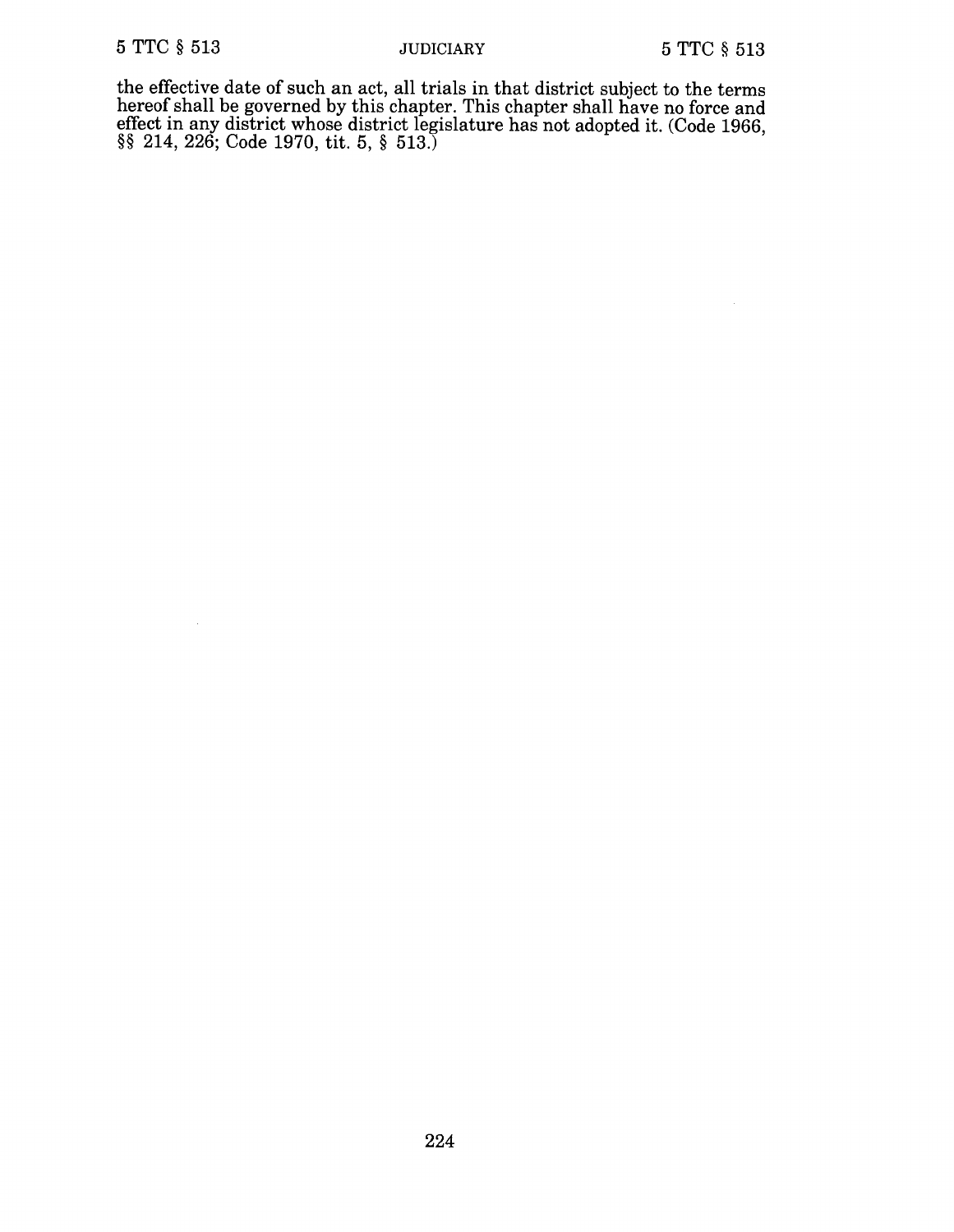the effective date of such an act, all trials in that district subject to the terms hereof shall be governed by this chapter. This chapter shall have no force and effect in any district whose district legislature has not adopted it. (Code 1966, §§ 214, 226; Code 1970, tit. 5, § 513.)